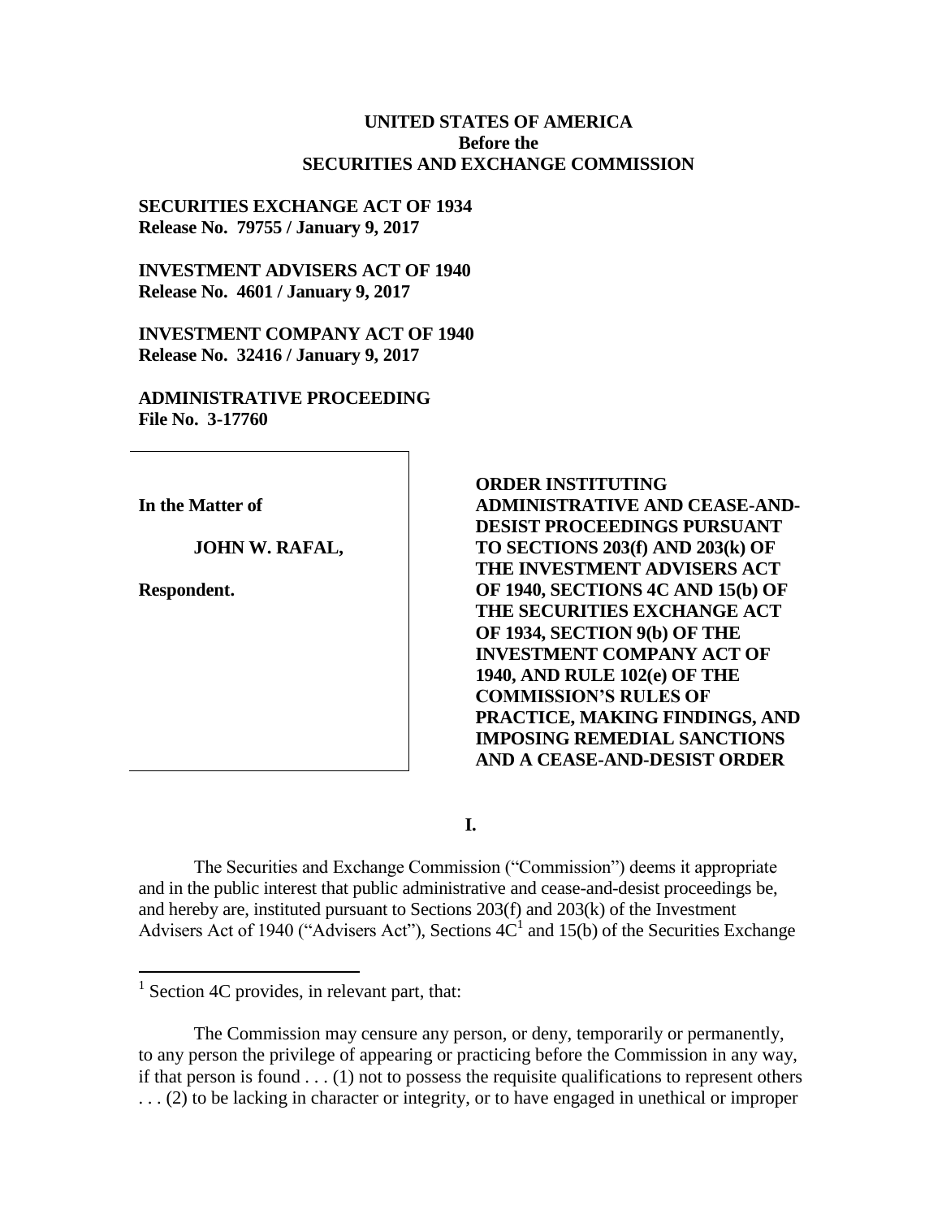**UNITED STATES OF AMERICA**
**Before the**
**SECURITIES AND EXCHANGE COMMISSION**

**SECURITIES EXCHANGE ACT OF 1934**
**Release No. 79755 / January 9, 2017**

**INVESTMENT ADVISERS ACT OF 1940**
**Release No. 4601 / January 9, 2017**

**INVESTMENT COMPANY ACT OF 1940**
**Release No. 32416 / January 9, 2017**

**ADMINISTRATIVE PROCEEDING**
**File No. 3-17760**

| | |
|---|---|
| **In the Matter of**<br><br>**JOHN W. RAFAL,**<br><br>**Respondent.** | **ORDER INSTITUTING ADMINISTRATIVE AND CEASE-AND-DESIST PROCEEDINGS PURSUANT TO SECTIONS 203(f) AND 203(k) OF THE INVESTMENT ADVISERS ACT OF 1940, SECTIONS 4C AND 15(b) OF THE SECURITIES EXCHANGE ACT OF 1934, SECTION 9(b) OF THE INVESTMENT COMPANY ACT OF 1940, AND RULE 102(e) OF THE COMMISSION'S RULES OF PRACTICE, MAKING FINDINGS, AND IMPOSING REMEDIAL SANCTIONS AND A CEASE-AND-DESIST ORDER** |

**I.**

The Securities and Exchange Commission ("Commission") deems it appropriate and in the public interest that public administrative and cease-and-desist proceedings be, and hereby are, instituted pursuant to Sections 203(f) and 203(k) of the Investment Advisers Act of 1940 ("Advisers Act"), Sections 4C[1] and 15(b) of the Securities Exchange

---

[1] Section 4C provides, in relevant part, that:

The Commission may censure any person, or deny, temporarily or permanently, to any person the privilege of appearing or practicing before the Commission in any way, if that person is found . . . (1) not to possess the requisite qualifications to represent others . . . (2) to be lacking in character or integrity, or to have engaged in unethical or improper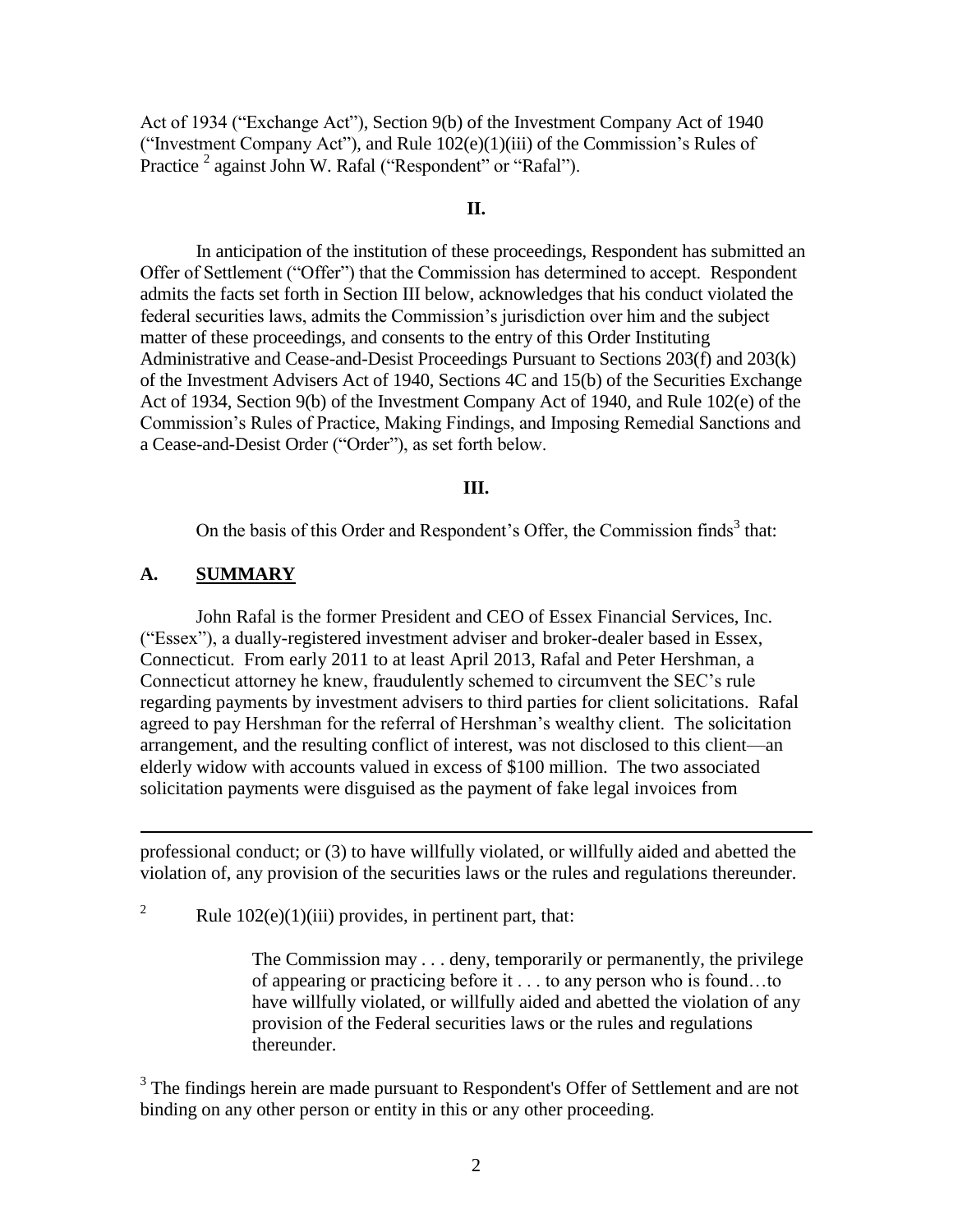Act of 1934 ("Exchange Act"), Section 9(b) of the Investment Company Act of 1940 ("Investment Company Act"), and Rule 102(e)(1)(iii) of the Commission's Rules of Practice [2] against John W. Rafal ("Respondent" or "Rafal").

## II.

In anticipation of the institution of these proceedings, Respondent has submitted an Offer of Settlement ("Offer") that the Commission has determined to accept. Respondent admits the facts set forth in Section III below, acknowledges that his conduct violated the federal securities laws, admits the Commission's jurisdiction over him and the subject matter of these proceedings, and consents to the entry of this Order Instituting Administrative and Cease-and-Desist Proceedings Pursuant to Sections 203(f) and 203(k) of the Investment Advisers Act of 1940, Sections 4C and 15(b) of the Securities Exchange Act of 1934, Section 9(b) of the Investment Company Act of 1940, and Rule 102(e) of the Commission's Rules of Practice, Making Findings, and Imposing Remedial Sanctions and a Cease-and-Desist Order ("Order"), as set forth below.

## III.

On the basis of this Order and Respondent's Offer, the Commission finds[3] that:

### A. SUMMARY

John Rafal is the former President and CEO of Essex Financial Services, Inc. ("Essex"), a dually-registered investment adviser and broker-dealer based in Essex, Connecticut. From early 2011 to at least April 2013, Rafal and Peter Hershman, a Connecticut attorney he knew, fraudulently schemed to circumvent the SEC's rule regarding payments by investment advisers to third parties for client solicitations. Rafal agreed to pay Hershman for the referral of Hershman's wealthy client. The solicitation arrangement, and the resulting conflict of interest, was not disclosed to this client—an elderly widow with accounts valued in excess of $100 million. The two associated solicitation payments were disguised as the payment of fake legal invoices from

---

professional conduct; or (3) to have willfully violated, or willfully aided and abetted the violation of, any provision of the securities laws or the rules and regulations thereunder.

[2] Rule 102(e)(1)(iii) provides, in pertinent part, that:

> The Commission may . . . deny, temporarily or permanently, the privilege of appearing or practicing before it . . . to any person who is found…to have willfully violated, or willfully aided and abetted the violation of any provision of the Federal securities laws or the rules and regulations thereunder.

[3] The findings herein are made pursuant to Respondent's Offer of Settlement and are not binding on any other person or entity in this or any other proceeding.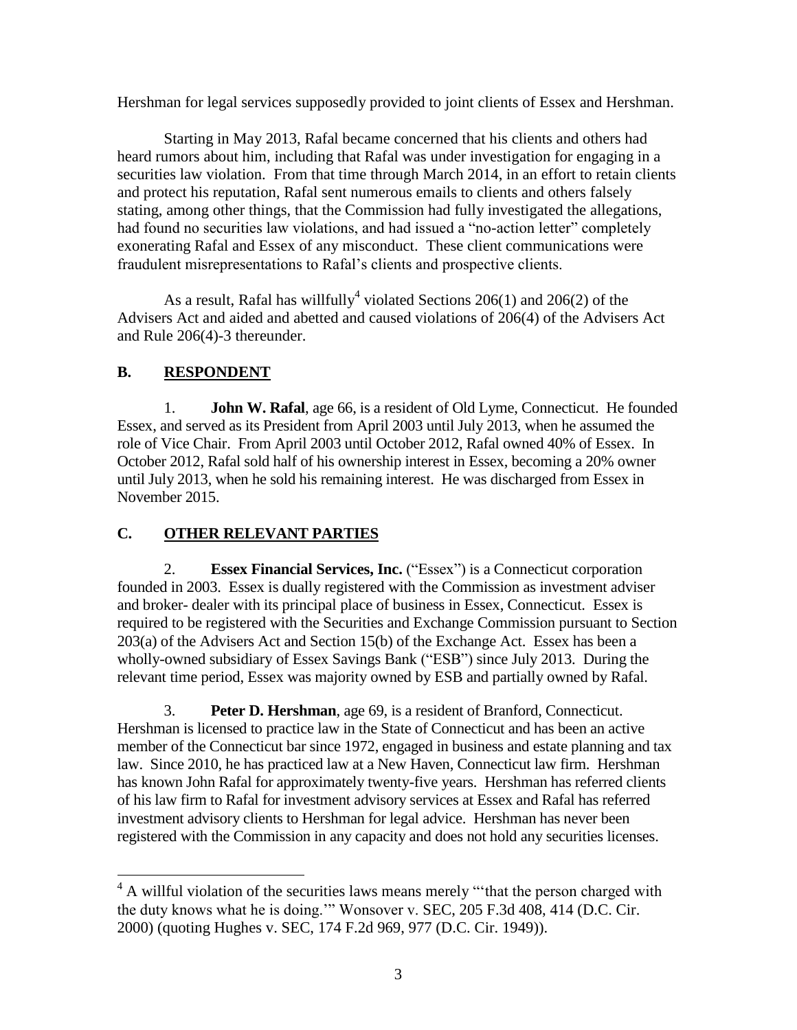Hershman for legal services supposedly provided to joint clients of Essex and Hershman.

Starting in May 2013, Rafal became concerned that his clients and others had heard rumors about him, including that Rafal was under investigation for engaging in a securities law violation. From that time through March 2014, in an effort to retain clients and protect his reputation, Rafal sent numerous emails to clients and others falsely stating, among other things, that the Commission had fully investigated the allegations, had found no securities law violations, and had issued a "no-action letter" completely exonerating Rafal and Essex of any misconduct. These client communications were fraudulent misrepresentations to Rafal's clients and prospective clients.

As a result, Rafal has willfully[4] violated Sections 206(1) and 206(2) of the Advisers Act and aided and abetted and caused violations of 206(4) of the Advisers Act and Rule 206(4)-3 thereunder.

## B. RESPONDENT

1. **John W. Rafal**, age 66, is a resident of Old Lyme, Connecticut. He founded Essex, and served as its President from April 2003 until July 2013, when he assumed the role of Vice Chair. From April 2003 until October 2012, Rafal owned 40% of Essex. In October 2012, Rafal sold half of his ownership interest in Essex, becoming a 20% owner until July 2013, when he sold his remaining interest. He was discharged from Essex in November 2015.

## C. OTHER RELEVANT PARTIES

2. **Essex Financial Services, Inc.** ("Essex") is a Connecticut corporation founded in 2003. Essex is dually registered with the Commission as investment adviser and broker- dealer with its principal place of business in Essex, Connecticut. Essex is required to be registered with the Securities and Exchange Commission pursuant to Section 203(a) of the Advisers Act and Section 15(b) of the Exchange Act. Essex has been a wholly-owned subsidiary of Essex Savings Bank ("ESB") since July 2013. During the relevant time period, Essex was majority owned by ESB and partially owned by Rafal.

3. **Peter D. Hershman**, age 69, is a resident of Branford, Connecticut. Hershman is licensed to practice law in the State of Connecticut and has been an active member of the Connecticut bar since 1972, engaged in business and estate planning and tax law. Since 2010, he has practiced law at a New Haven, Connecticut law firm. Hershman has known John Rafal for approximately twenty-five years. Hershman has referred clients of his law firm to Rafal for investment advisory services at Essex and Rafal has referred investment advisory clients to Hershman for legal advice. Hershman has never been registered with the Commission in any capacity and does not hold any securities licenses.

---

[4] A willful violation of the securities laws means merely "'that the person charged with the duty knows what he is doing.'" Wonsover v. SEC, 205 F.3d 408, 414 (D.C. Cir. 2000) (quoting Hughes v. SEC, 174 F.2d 969, 977 (D.C. Cir. 1949)).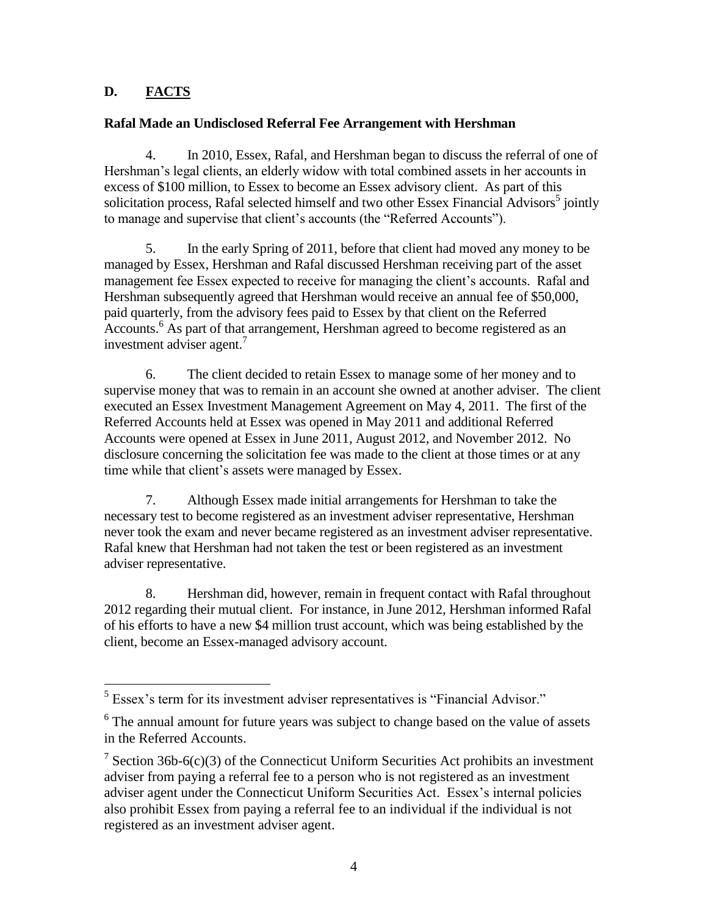## D. FACTS

**Rafal Made an Undisclosed Referral Fee Arrangement with Hershman**

4. In 2010, Essex, Rafal, and Hershman began to discuss the referral of one of Hershman's legal clients, an elderly widow with total combined assets in her accounts in excess of $100 million, to Essex to become an Essex advisory client. As part of this solicitation process, Rafal selected himself and two other Essex Financial Advisors[5] jointly to manage and supervise that client's accounts (the "Referred Accounts").

5. In the early Spring of 2011, before that client had moved any money to be managed by Essex, Hershman and Rafal discussed Hershman receiving part of the asset management fee Essex expected to receive for managing the client's accounts. Rafal and Hershman subsequently agreed that Hershman would receive an annual fee of $50,000, paid quarterly, from the advisory fees paid to Essex by that client on the Referred Accounts.[6] As part of that arrangement, Hershman agreed to become registered as an investment adviser agent.[7]

6. The client decided to retain Essex to manage some of her money and to supervise money that was to remain in an account she owned at another adviser. The client executed an Essex Investment Management Agreement on May 4, 2011. The first of the Referred Accounts held at Essex was opened in May 2011 and additional Referred Accounts were opened at Essex in June 2011, August 2012, and November 2012. No disclosure concerning the solicitation fee was made to the client at those times or at any time while that client's assets were managed by Essex.

7. Although Essex made initial arrangements for Hershman to take the necessary test to become registered as an investment adviser representative, Hershman never took the exam and never became registered as an investment adviser representative. Rafal knew that Hershman had not taken the test or been registered as an investment adviser representative.

8. Hershman did, however, remain in frequent contact with Rafal throughout 2012 regarding their mutual client. For instance, in June 2012, Hershman informed Rafal of his efforts to have a new $4 million trust account, which was being established by the client, become an Essex-managed advisory account.

---

[5] Essex's term for its investment adviser representatives is "Financial Advisor."

[6] The annual amount for future years was subject to change based on the value of assets in the Referred Accounts.

[7] Section 36b-6(c)(3) of the Connecticut Uniform Securities Act prohibits an investment adviser from paying a referral fee to a person who is not registered as an investment adviser agent under the Connecticut Uniform Securities Act. Essex's internal policies also prohibit Essex from paying a referral fee to an individual if the individual is not registered as an investment adviser agent.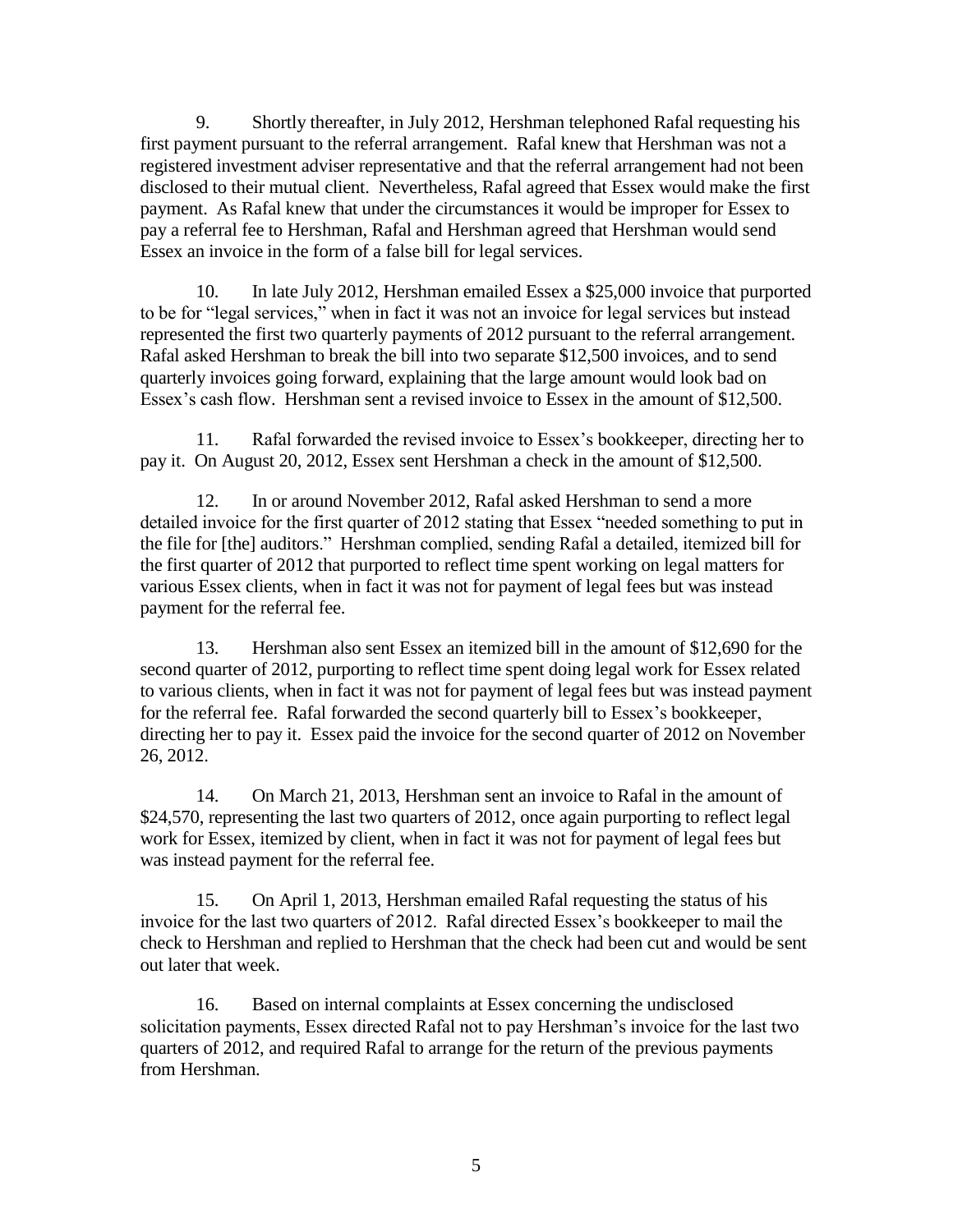9. Shortly thereafter, in July 2012, Hershman telephoned Rafal requesting his first payment pursuant to the referral arrangement. Rafal knew that Hershman was not a registered investment adviser representative and that the referral arrangement had not been disclosed to their mutual client. Nevertheless, Rafal agreed that Essex would make the first payment. As Rafal knew that under the circumstances it would be improper for Essex to pay a referral fee to Hershman, Rafal and Hershman agreed that Hershman would send Essex an invoice in the form of a false bill for legal services.

10. In late July 2012, Hershman emailed Essex a $25,000 invoice that purported to be for "legal services," when in fact it was not an invoice for legal services but instead represented the first two quarterly payments of 2012 pursuant to the referral arrangement. Rafal asked Hershman to break the bill into two separate $12,500 invoices, and to send quarterly invoices going forward, explaining that the large amount would look bad on Essex's cash flow. Hershman sent a revised invoice to Essex in the amount of $12,500.

11. Rafal forwarded the revised invoice to Essex's bookkeeper, directing her to pay it. On August 20, 2012, Essex sent Hershman a check in the amount of $12,500.

12. In or around November 2012, Rafal asked Hershman to send a more detailed invoice for the first quarter of 2012 stating that Essex "needed something to put in the file for [the] auditors." Hershman complied, sending Rafal a detailed, itemized bill for the first quarter of 2012 that purported to reflect time spent working on legal matters for various Essex clients, when in fact it was not for payment of legal fees but was instead payment for the referral fee.

13. Hershman also sent Essex an itemized bill in the amount of $12,690 for the second quarter of 2012, purporting to reflect time spent doing legal work for Essex related to various clients, when in fact it was not for payment of legal fees but was instead payment for the referral fee. Rafal forwarded the second quarterly bill to Essex's bookkeeper, directing her to pay it. Essex paid the invoice for the second quarter of 2012 on November 26, 2012.

14. On March 21, 2013, Hershman sent an invoice to Rafal in the amount of $24,570, representing the last two quarters of 2012, once again purporting to reflect legal work for Essex, itemized by client, when in fact it was not for payment of legal fees but was instead payment for the referral fee.

15. On April 1, 2013, Hershman emailed Rafal requesting the status of his invoice for the last two quarters of 2012. Rafal directed Essex's bookkeeper to mail the check to Hershman and replied to Hershman that the check had been cut and would be sent out later that week.

16. Based on internal complaints at Essex concerning the undisclosed solicitation payments, Essex directed Rafal not to pay Hershman's invoice for the last two quarters of 2012, and required Rafal to arrange for the return of the previous payments from Hershman.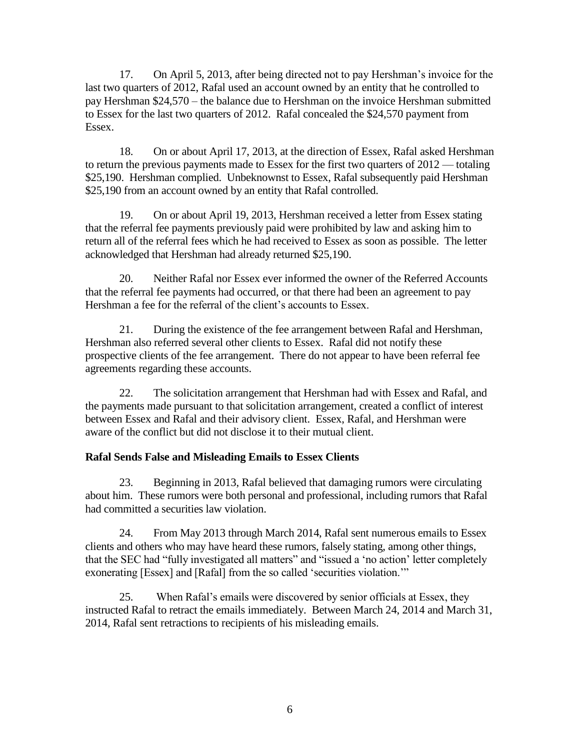17. On April 5, 2013, after being directed not to pay Hershman's invoice for the last two quarters of 2012, Rafal used an account owned by an entity that he controlled to pay Hershman $24,570 – the balance due to Hershman on the invoice Hershman submitted to Essex for the last two quarters of 2012. Rafal concealed the $24,570 payment from Essex.

18. On or about April 17, 2013, at the direction of Essex, Rafal asked Hershman to return the previous payments made to Essex for the first two quarters of 2012 — totaling $25,190. Hershman complied. Unbeknownst to Essex, Rafal subsequently paid Hershman $25,190 from an account owned by an entity that Rafal controlled.

19. On or about April 19, 2013, Hershman received a letter from Essex stating that the referral fee payments previously paid were prohibited by law and asking him to return all of the referral fees which he had received to Essex as soon as possible. The letter acknowledged that Hershman had already returned $25,190.

20. Neither Rafal nor Essex ever informed the owner of the Referred Accounts that the referral fee payments had occurred, or that there had been an agreement to pay Hershman a fee for the referral of the client's accounts to Essex.

21. During the existence of the fee arrangement between Rafal and Hershman, Hershman also referred several other clients to Essex. Rafal did not notify these prospective clients of the fee arrangement. There do not appear to have been referral fee agreements regarding these accounts.

22. The solicitation arrangement that Hershman had with Essex and Rafal, and the payments made pursuant to that solicitation arrangement, created a conflict of interest between Essex and Rafal and their advisory client. Essex, Rafal, and Hershman were aware of the conflict but did not disclose it to their mutual client.

**Rafal Sends False and Misleading Emails to Essex Clients**

23. Beginning in 2013, Rafal believed that damaging rumors were circulating about him. These rumors were both personal and professional, including rumors that Rafal had committed a securities law violation.

24. From May 2013 through March 2014, Rafal sent numerous emails to Essex clients and others who may have heard these rumors, falsely stating, among other things, that the SEC had "fully investigated all matters" and "issued a 'no action' letter completely exonerating [Essex] and [Rafal] from the so called 'securities violation.'"

25. When Rafal's emails were discovered by senior officials at Essex, they instructed Rafal to retract the emails immediately. Between March 24, 2014 and March 31, 2014, Rafal sent retractions to recipients of his misleading emails.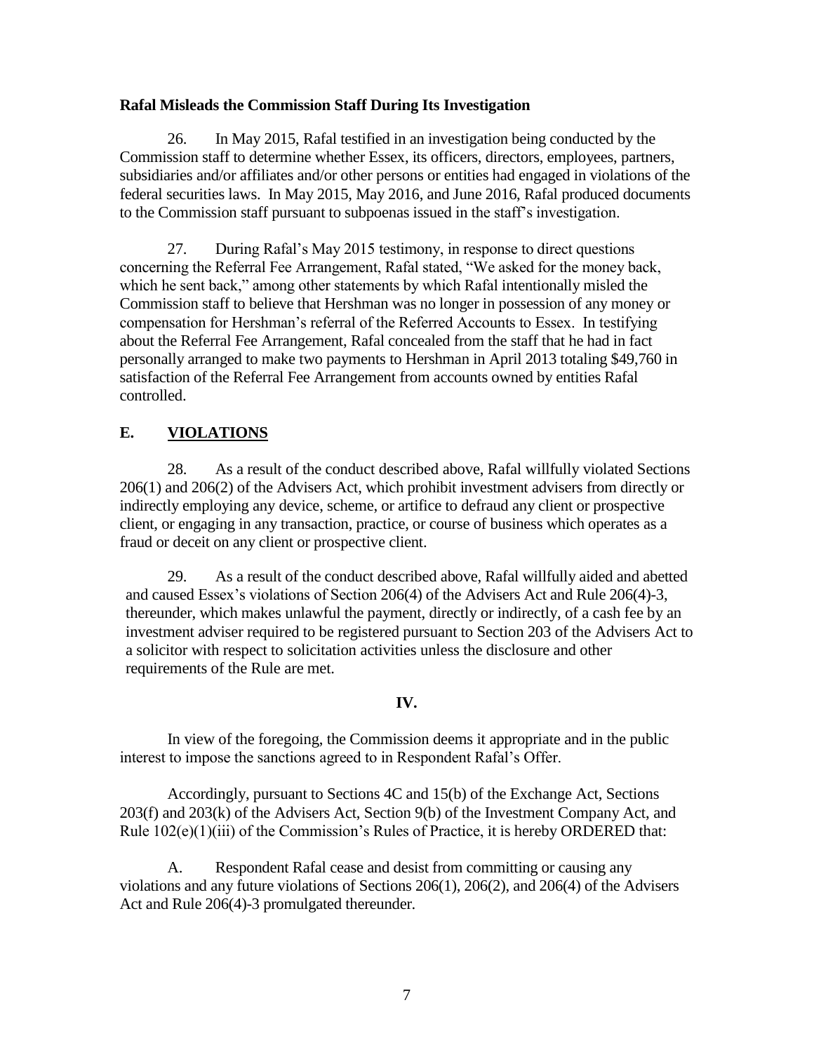**Rafal Misleads the Commission Staff During Its Investigation**

26. In May 2015, Rafal testified in an investigation being conducted by the Commission staff to determine whether Essex, its officers, directors, employees, partners, subsidiaries and/or affiliates and/or other persons or entities had engaged in violations of the federal securities laws. In May 2015, May 2016, and June 2016, Rafal produced documents to the Commission staff pursuant to subpoenas issued in the staff's investigation.

27. During Rafal's May 2015 testimony, in response to direct questions concerning the Referral Fee Arrangement, Rafal stated, "We asked for the money back, which he sent back," among other statements by which Rafal intentionally misled the Commission staff to believe that Hershman was no longer in possession of any money or compensation for Hershman's referral of the Referred Accounts to Essex. In testifying about the Referral Fee Arrangement, Rafal concealed from the staff that he had in fact personally arranged to make two payments to Hershman in April 2013 totaling $49,760 in satisfaction of the Referral Fee Arrangement from accounts owned by entities Rafal controlled.

## E. <u>VIOLATIONS</u>

28. As a result of the conduct described above, Rafal willfully violated Sections 206(1) and 206(2) of the Advisers Act, which prohibit investment advisers from directly or indirectly employing any device, scheme, or artifice to defraud any client or prospective client, or engaging in any transaction, practice, or course of business which operates as a fraud or deceit on any client or prospective client.

29. As a result of the conduct described above, Rafal willfully aided and abetted and caused Essex's violations of Section 206(4) of the Advisers Act and Rule 206(4)-3, thereunder, which makes unlawful the payment, directly or indirectly, of a cash fee by an investment adviser required to be registered pursuant to Section 203 of the Advisers Act to a solicitor with respect to solicitation activities unless the disclosure and other requirements of the Rule are met.

## IV.

In view of the foregoing, the Commission deems it appropriate and in the public interest to impose the sanctions agreed to in Respondent Rafal's Offer.

Accordingly, pursuant to Sections 4C and 15(b) of the Exchange Act, Sections 203(f) and 203(k) of the Advisers Act, Section 9(b) of the Investment Company Act, and Rule 102(e)(1)(iii) of the Commission's Rules of Practice, it is hereby ORDERED that:

A. Respondent Rafal cease and desist from committing or causing any violations and any future violations of Sections 206(1), 206(2), and 206(4) of the Advisers Act and Rule 206(4)-3 promulgated thereunder.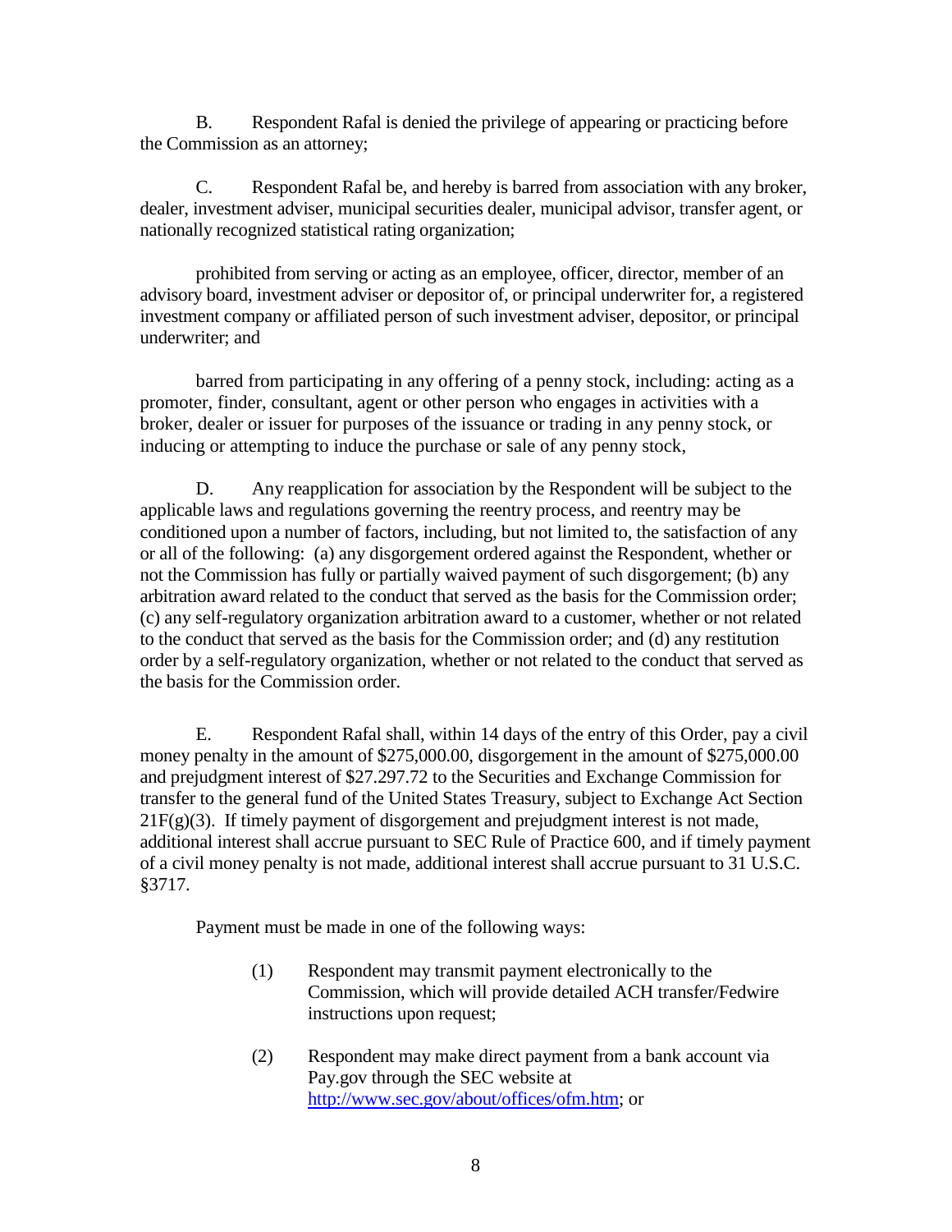B. Respondent Rafal is denied the privilege of appearing or practicing before the Commission as an attorney;

C. Respondent Rafal be, and hereby is barred from association with any broker, dealer, investment adviser, municipal securities dealer, municipal advisor, transfer agent, or nationally recognized statistical rating organization;

prohibited from serving or acting as an employee, officer, director, member of an advisory board, investment adviser or depositor of, or principal underwriter for, a registered investment company or affiliated person of such investment adviser, depositor, or principal underwriter; and

barred from participating in any offering of a penny stock, including: acting as a promoter, finder, consultant, agent or other person who engages in activities with a broker, dealer or issuer for purposes of the issuance or trading in any penny stock, or inducing or attempting to induce the purchase or sale of any penny stock,

D. Any reapplication for association by the Respondent will be subject to the applicable laws and regulations governing the reentry process, and reentry may be conditioned upon a number of factors, including, but not limited to, the satisfaction of any or all of the following: (a) any disgorgement ordered against the Respondent, whether or not the Commission has fully or partially waived payment of such disgorgement; (b) any arbitration award related to the conduct that served as the basis for the Commission order; (c) any self-regulatory organization arbitration award to a customer, whether or not related to the conduct that served as the basis for the Commission order; and (d) any restitution order by a self-regulatory organization, whether or not related to the conduct that served as the basis for the Commission order.

E. Respondent Rafal shall, within 14 days of the entry of this Order, pay a civil money penalty in the amount of $275,000.00, disgorgement in the amount of $275,000.00 and prejudgment interest of $27.297.72 to the Securities and Exchange Commission for transfer to the general fund of the United States Treasury, subject to Exchange Act Section 21F(g)(3). If timely payment of disgorgement and prejudgment interest is not made, additional interest shall accrue pursuant to SEC Rule of Practice 600, and if timely payment of a civil money penalty is not made, additional interest shall accrue pursuant to 31 U.S.C. §3717.

Payment must be made in one of the following ways:

(1) Respondent may transmit payment electronically to the Commission, which will provide detailed ACH transfer/Fedwire instructions upon request;

(2) Respondent may make direct payment from a bank account via Pay.gov through the SEC website at http://www.sec.gov/about/offices/ofm.htm; or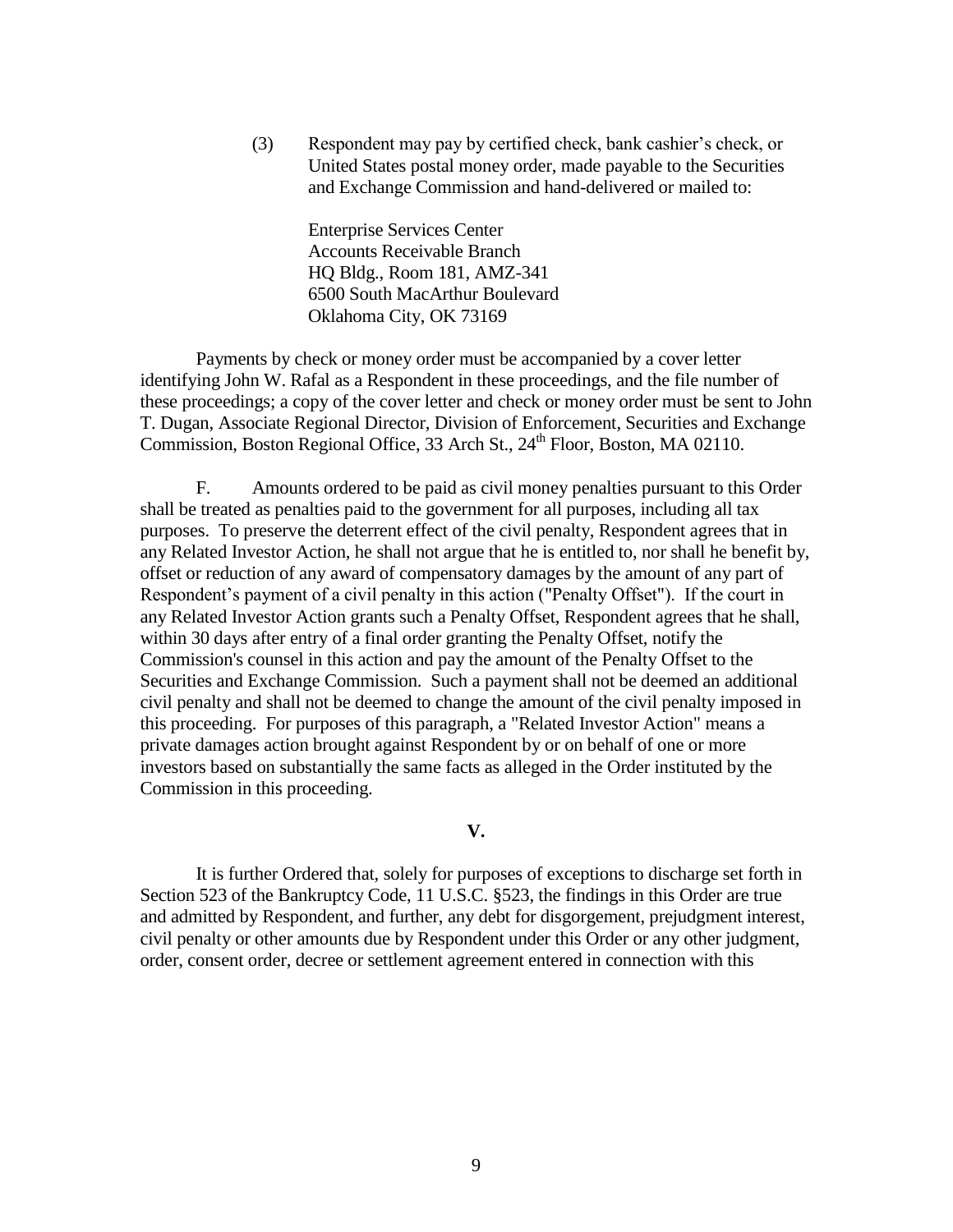(3) Respondent may pay by certified check, bank cashier's check, or United States postal money order, made payable to the Securities and Exchange Commission and hand-delivered or mailed to:

Enterprise Services Center
Accounts Receivable Branch
HQ Bldg., Room 181, AMZ-341
6500 South MacArthur Boulevard
Oklahoma City, OK 73169

Payments by check or money order must be accompanied by a cover letter identifying John W. Rafal as a Respondent in these proceedings, and the file number of these proceedings; a copy of the cover letter and check or money order must be sent to John T. Dugan, Associate Regional Director, Division of Enforcement, Securities and Exchange Commission, Boston Regional Office, 33 Arch St., 24th Floor, Boston, MA 02110.

F. Amounts ordered to be paid as civil money penalties pursuant to this Order shall be treated as penalties paid to the government for all purposes, including all tax purposes. To preserve the deterrent effect of the civil penalty, Respondent agrees that in any Related Investor Action, he shall not argue that he is entitled to, nor shall he benefit by, offset or reduction of any award of compensatory damages by the amount of any part of Respondent's payment of a civil penalty in this action ("Penalty Offset"). If the court in any Related Investor Action grants such a Penalty Offset, Respondent agrees that he shall, within 30 days after entry of a final order granting the Penalty Offset, notify the Commission's counsel in this action and pay the amount of the Penalty Offset to the Securities and Exchange Commission. Such a payment shall not be deemed an additional civil penalty and shall not be deemed to change the amount of the civil penalty imposed in this proceeding. For purposes of this paragraph, a "Related Investor Action" means a private damages action brought against Respondent by or on behalf of one or more investors based on substantially the same facts as alleged in the Order instituted by the Commission in this proceeding.

## V.

It is further Ordered that, solely for purposes of exceptions to discharge set forth in Section 523 of the Bankruptcy Code, 11 U.S.C. §523, the findings in this Order are true and admitted by Respondent, and further, any debt for disgorgement, prejudgment interest, civil penalty or other amounts due by Respondent under this Order or any other judgment, order, consent order, decree or settlement agreement entered in connection with this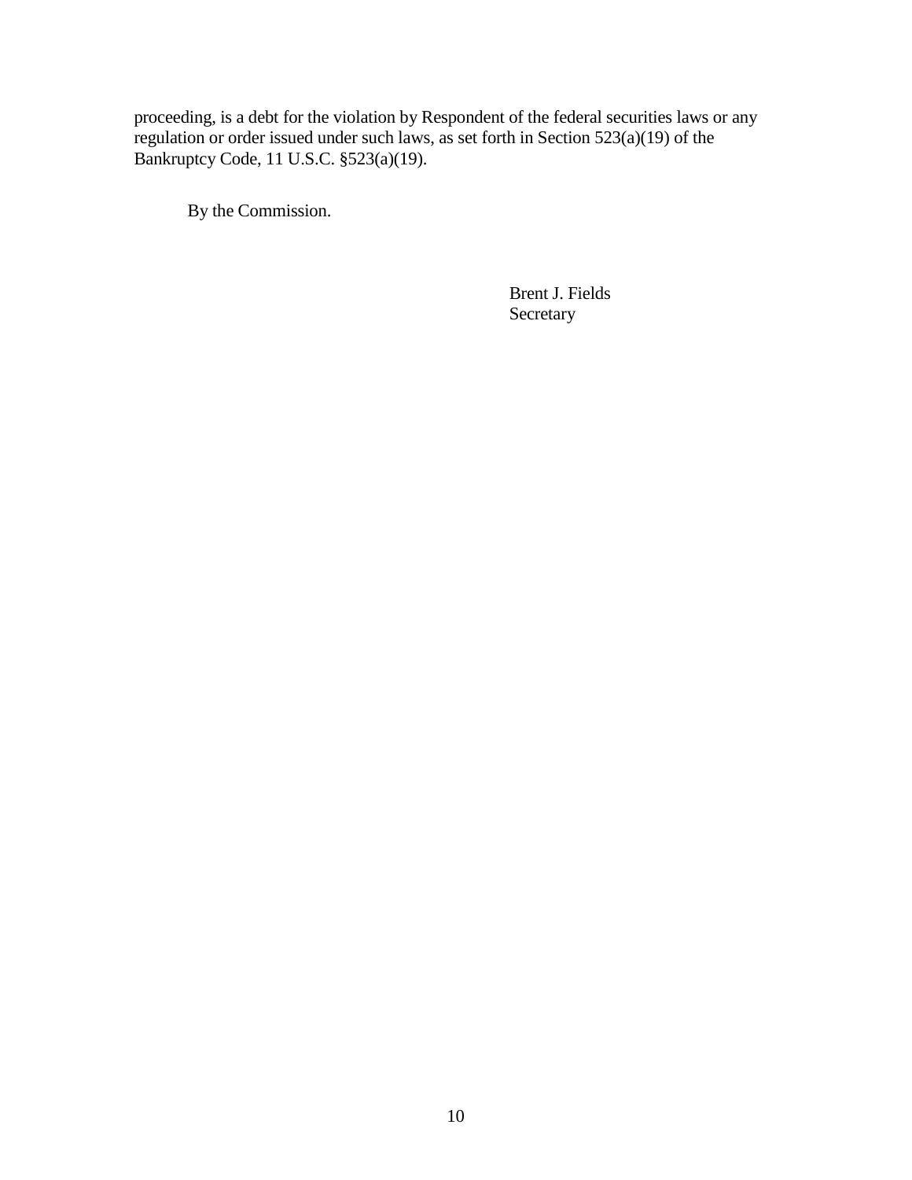proceeding, is a debt for the violation by Respondent of the federal securities laws or any regulation or order issued under such laws, as set forth in Section 523(a)(19) of the Bankruptcy Code, 11 U.S.C. §523(a)(19).

By the Commission.

Brent J. Fields
Secretary